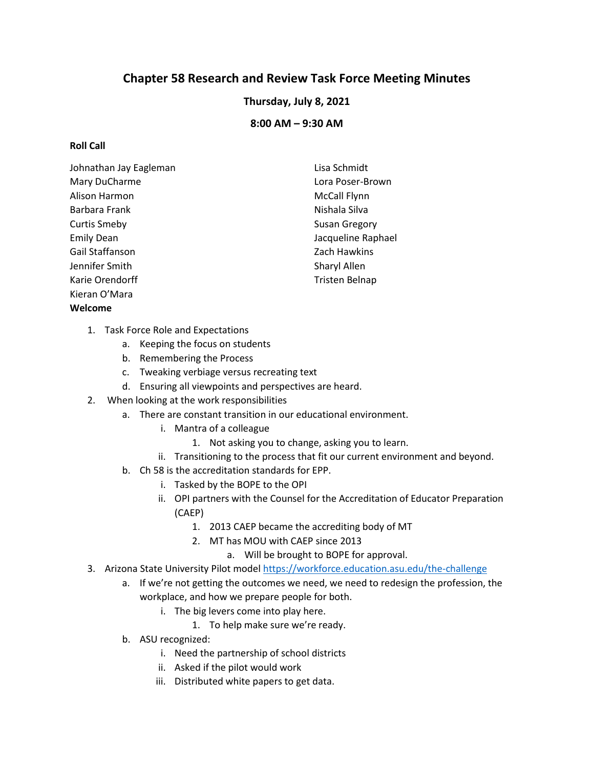# Chapter 58 Research and Review Task Force Meeting Minutes

### Thursday, July 8, 2021

### 8:00 AM – 9:30 AM

**Roll Call**

Johnathan Jay Eagleman
Mary DuCharme
Alison Harmon
Barbara Frank
Curtis Smeby
Emily Dean
Gail Staffanson
Jennifer Smith
Karie Orendorff
Kieran O'Mara
Lisa Schmidt
Lora Poser-Brown
McCall Flynn
Nishala Silva
Susan Gregory
Jacqueline Raphael
Zach Hawkins
Sharyl Allen
Tristen Belnap

**Welcome**

1. Task Force Role and Expectations
   a. Keeping the focus on students
   b. Remembering the Process
   c. Tweaking verbiage versus recreating text
   d. Ensuring all viewpoints and perspectives are heard.
2. When looking at the work responsibilities
   a. There are constant transition in our educational environment.
      i. Mantra of a colleague
         1. Not asking you to change, asking you to learn.
      ii. Transitioning to the process that fit our current environment and beyond.
   b. Ch 58 is the accreditation standards for EPP.
      i. Tasked by the BOPE to the OPI
      ii. OPI partners with the Counsel for the Accreditation of Educator Preparation (CAEP)
         1. 2013 CAEP became the accrediting body of MT
         2. MT has MOU with CAEP since 2013
            a. Will be brought to BOPE for approval.
3. Arizona State University Pilot model https://workforce.education.asu.edu/the-challenge
   a. If we're not getting the outcomes we need, we need to redesign the profession, the workplace, and how we prepare people for both.
      i. The big levers come into play here.
         1. To help make sure we're ready.
   b. ASU recognized:
      i. Need the partnership of school districts
      ii. Asked if the pilot would work
      iii. Distributed white papers to get data.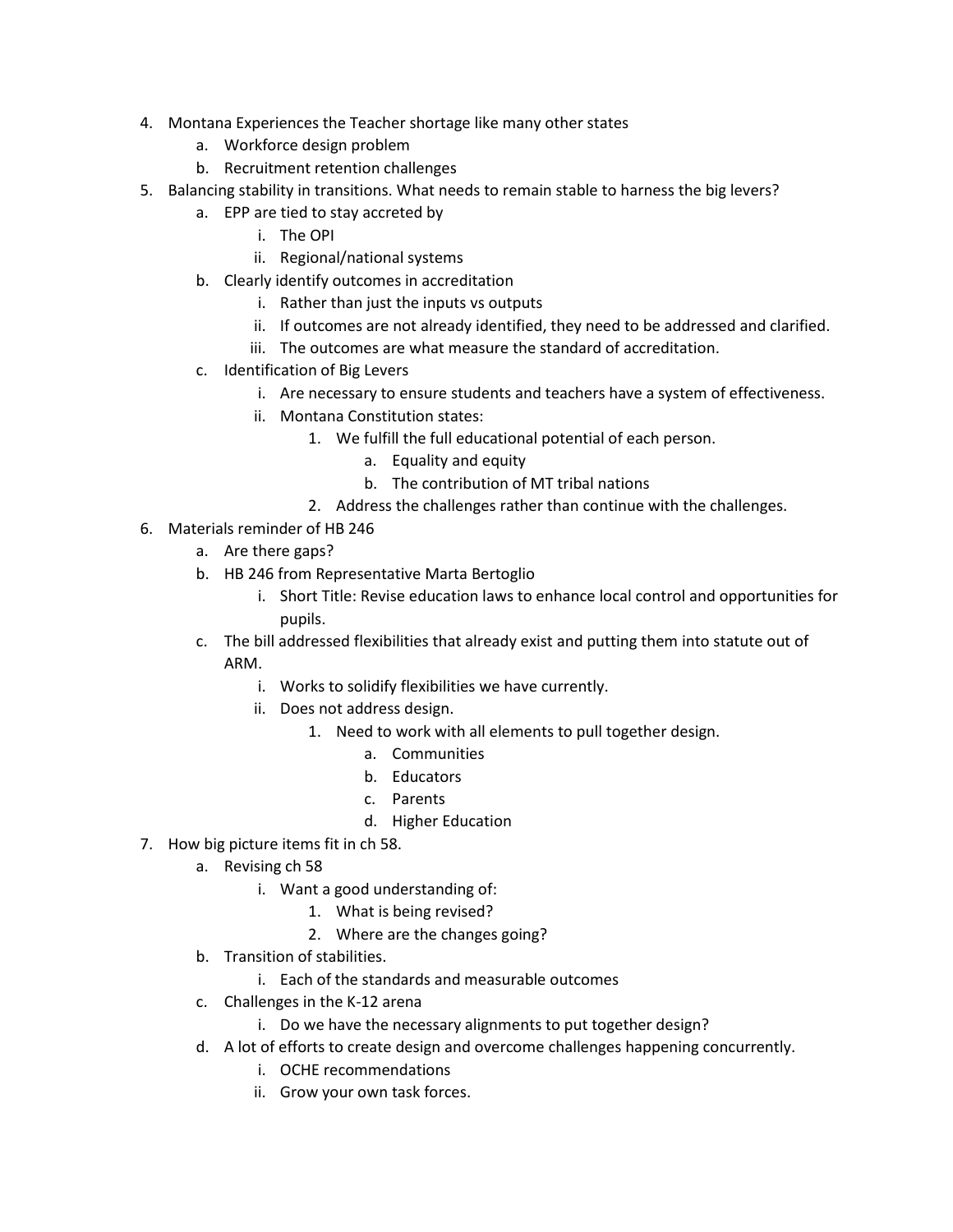4. Montana Experiences the Teacher shortage like many other states
    a. Workforce design problem
    b. Recruitment retention challenges
5. Balancing stability in transitions. What needs to remain stable to harness the big levers?
    a. EPP are tied to stay accreted by
        i. The OPI
        ii. Regional/national systems
    b. Clearly identify outcomes in accreditation
        i. Rather than just the inputs vs outputs
        ii. If outcomes are not already identified, they need to be addressed and clarified.
        iii. The outcomes are what measure the standard of accreditation.
    c. Identification of Big Levers
        i. Are necessary to ensure students and teachers have a system of effectiveness.
        ii. Montana Constitution states:
            1. We fulfill the full educational potential of each person.
                a. Equality and equity
                b. The contribution of MT tribal nations
            2. Address the challenges rather than continue with the challenges.
6. Materials reminder of HB 246
    a. Are there gaps?
    b. HB 246 from Representative Marta Bertoglio
        i. Short Title: Revise education laws to enhance local control and opportunities for pupils.
    c. The bill addressed flexibilities that already exist and putting them into statute out of ARM.
        i. Works to solidify flexibilities we have currently.
        ii. Does not address design.
            1. Need to work with all elements to pull together design.
                a. Communities
                b. Educators
                c. Parents
                d. Higher Education
7. How big picture items fit in ch 58.
    a. Revising ch 58
        i. Want a good understanding of:
            1. What is being revised?
            2. Where are the changes going?
    b. Transition of stabilities.
        i. Each of the standards and measurable outcomes
    c. Challenges in the K-12 arena
        i. Do we have the necessary alignments to put together design?
    d. A lot of efforts to create design and overcome challenges happening concurrently.
        i. OCHE recommendations
        ii. Grow your own task forces.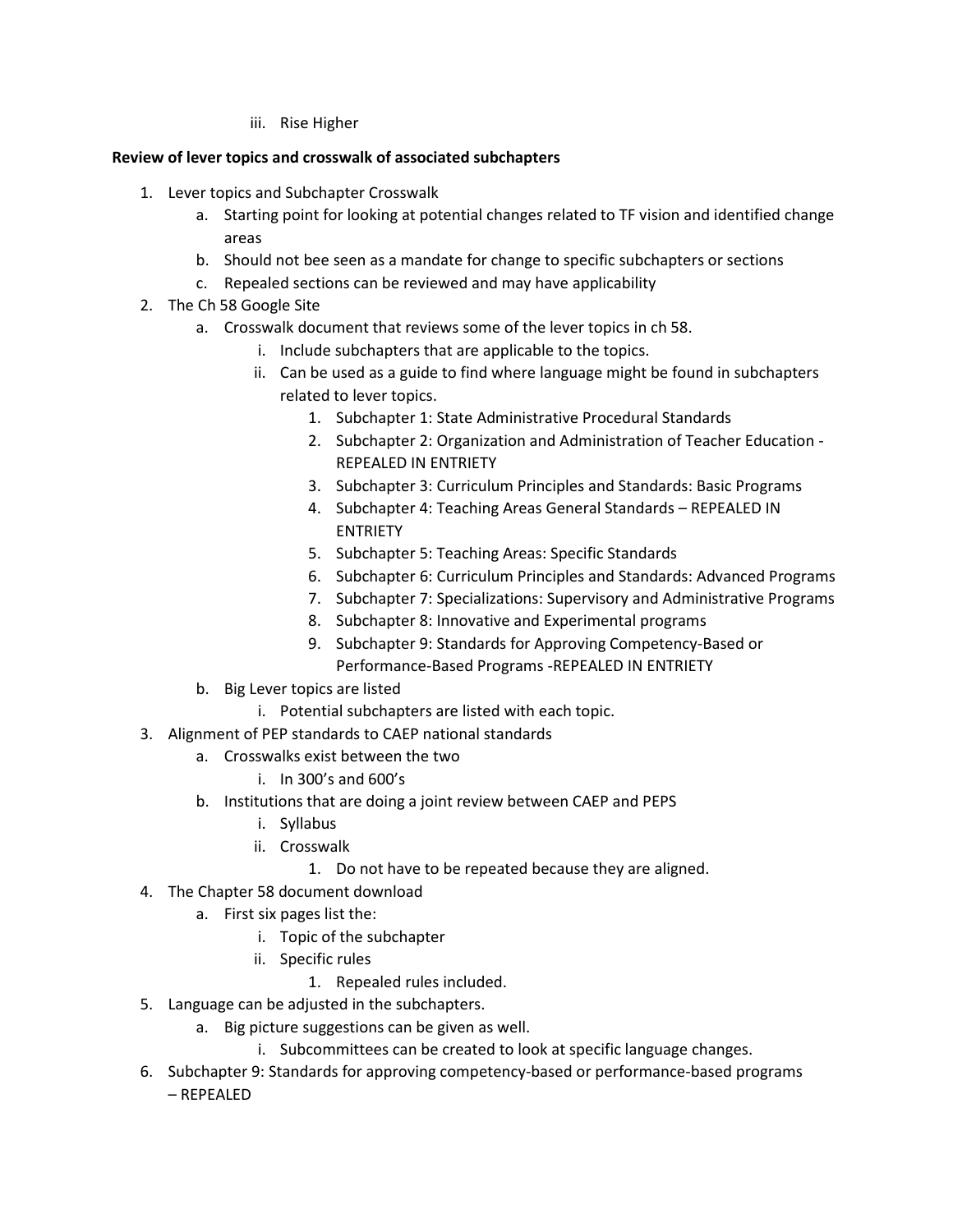iii. Rise Higher

**Review of lever topics and crosswalk of associated subchapters**

1. Lever topics and Subchapter Crosswalk
    a. Starting point for looking at potential changes related to TF vision and identified change areas
    b. Should not bee seen as a mandate for change to specific subchapters or sections
    c. Repealed sections can be reviewed and may have applicability
2. The Ch 58 Google Site
    a. Crosswalk document that reviews some of the lever topics in ch 58.
        i. Include subchapters that are applicable to the topics.
        ii. Can be used as a guide to find where language might be found in subchapters related to lever topics.
            1. Subchapter 1: State Administrative Procedural Standards
            2. Subchapter 2: Organization and Administration of Teacher Education - REPEALED IN ENTRIETY
            3. Subchapter 3: Curriculum Principles and Standards: Basic Programs
            4. Subchapter 4: Teaching Areas General Standards – REPEALED IN ENTRIETY
            5. Subchapter 5: Teaching Areas: Specific Standards
            6. Subchapter 6: Curriculum Principles and Standards: Advanced Programs
            7. Subchapter 7: Specializations: Supervisory and Administrative Programs
            8. Subchapter 8: Innovative and Experimental programs
            9. Subchapter 9: Standards for Approving Competency-Based or Performance-Based Programs -REPEALED IN ENTRIETY
    b. Big Lever topics are listed
        i. Potential subchapters are listed with each topic.
3. Alignment of PEP standards to CAEP national standards
    a. Crosswalks exist between the two
        i. In 300's and 600's
    b. Institutions that are doing a joint review between CAEP and PEPS
        i. Syllabus
        ii. Crosswalk
            1. Do not have to be repeated because they are aligned.
4. The Chapter 58 document download
    a. First six pages list the:
        i. Topic of the subchapter
        ii. Specific rules
            1. Repealed rules included.
5. Language can be adjusted in the subchapters.
    a. Big picture suggestions can be given as well.
        i. Subcommittees can be created to look at specific language changes.
6. Subchapter 9: Standards for approving competency-based or performance-based programs – REPEALED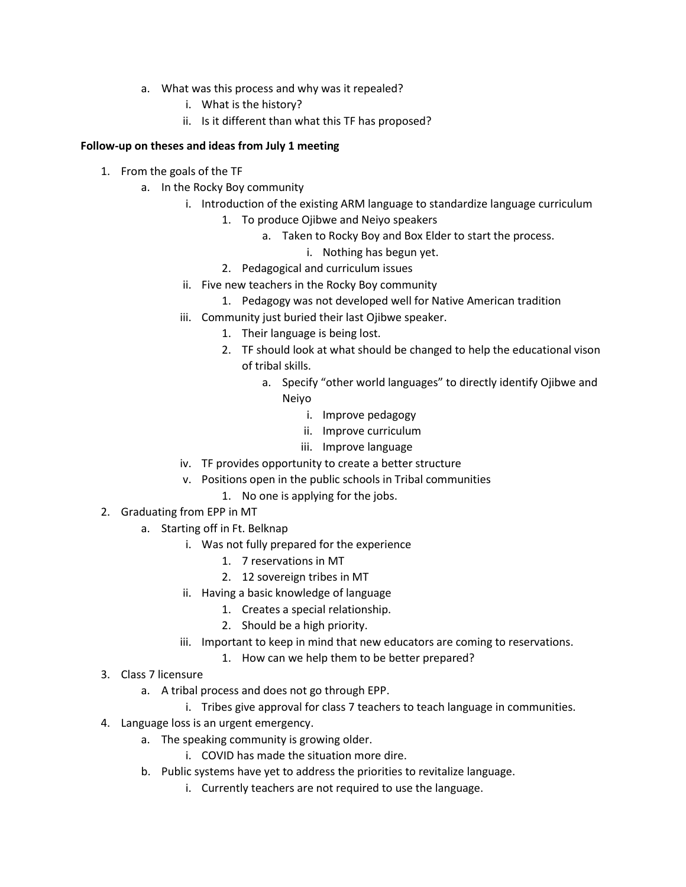a. What was this process and why was it repealed?
    i. What is the history?
    ii. Is it different than what this TF has proposed?

**Follow-up on theses and ideas from July 1 meeting**

1. From the goals of the TF
    a. In the Rocky Boy community
        i. Introduction of the existing ARM language to standardize language curriculum
            1. To produce Ojibwe and Neiyo speakers
                a. Taken to Rocky Boy and Box Elder to start the process.
                    i. Nothing has begun yet.
            2. Pedagogical and curriculum issues
        ii. Five new teachers in the Rocky Boy community
            1. Pedagogy was not developed well for Native American tradition
        iii. Community just buried their last Ojibwe speaker.
            1. Their language is being lost.
            2. TF should look at what should be changed to help the educational vison of tribal skills.
                a. Specify "other world languages" to directly identify Ojibwe and Neiyo
                    i. Improve pedagogy
                    ii. Improve curriculum
                    iii. Improve language
        iv. TF provides opportunity to create a better structure
        v. Positions open in the public schools in Tribal communities
            1. No one is applying for the jobs.
2. Graduating from EPP in MT
    a. Starting off in Ft. Belknap
        i. Was not fully prepared for the experience
            1. 7 reservations in MT
            2. 12 sovereign tribes in MT
        ii. Having a basic knowledge of language
            1. Creates a special relationship.
            2. Should be a high priority.
        iii. Important to keep in mind that new educators are coming to reservations.
            1. How can we help them to be better prepared?
3. Class 7 licensure
    a. A tribal process and does not go through EPP.
        i. Tribes give approval for class 7 teachers to teach language in communities.
4. Language loss is an urgent emergency.
    a. The speaking community is growing older.
        i. COVID has made the situation more dire.
    b. Public systems have yet to address the priorities to revitalize language.
        i. Currently teachers are not required to use the language.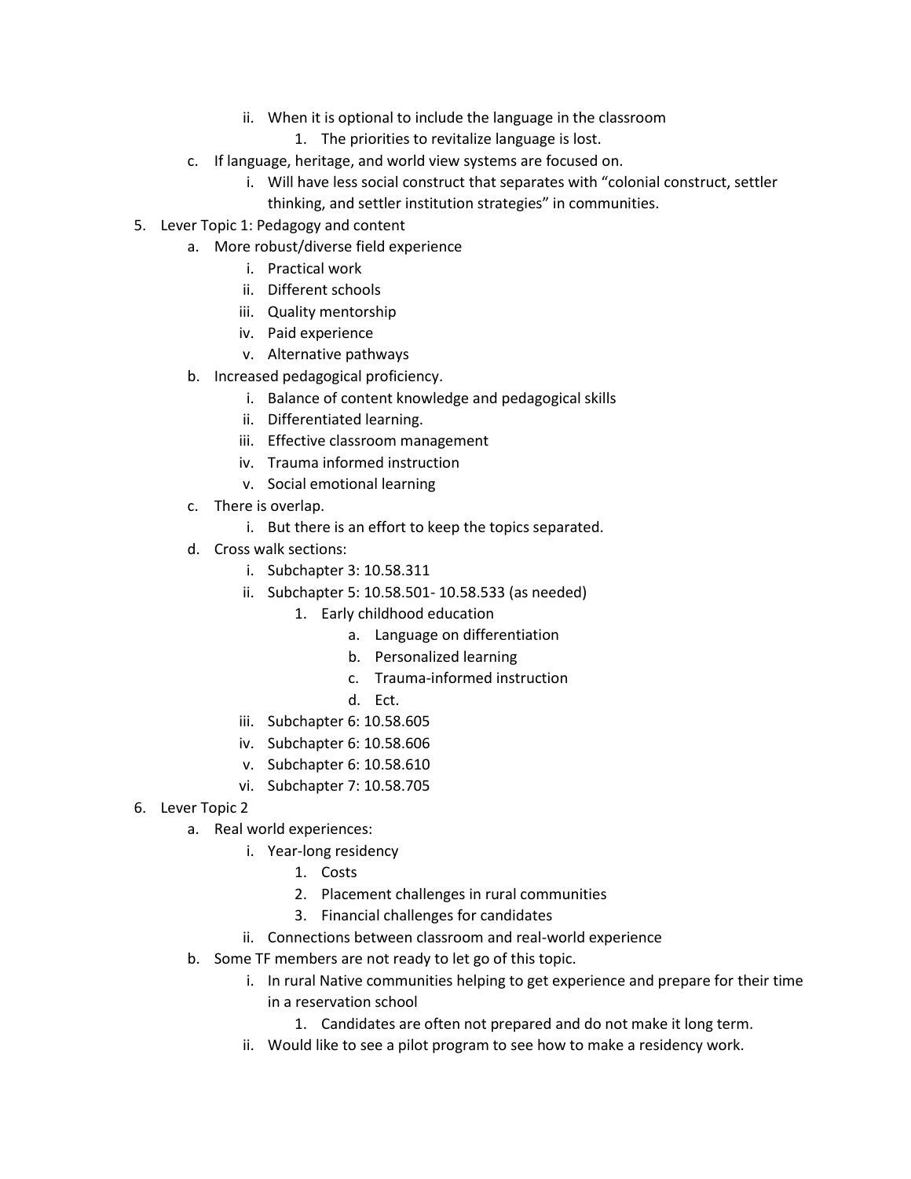ii. When it is optional to include the language in the classroom
            1. The priorities to revitalize language is lost.
    c. If language, heritage, and world view systems are focused on.
        i. Will have less social construct that separates with "colonial construct, settler thinking, and settler institution strategies" in communities.

5. Lever Topic 1: Pedagogy and content
    a. More robust/diverse field experience
        i. Practical work
        ii. Different schools
        iii. Quality mentorship
        iv. Paid experience
        v. Alternative pathways
    b. Increased pedagogical proficiency.
        i. Balance of content knowledge and pedagogical skills
        ii. Differentiated learning.
        iii. Effective classroom management
        iv. Trauma informed instruction
        v. Social emotional learning
    c. There is overlap.
        i. But there is an effort to keep the topics separated.
    d. Cross walk sections:
        i. Subchapter 3: 10.58.311
        ii. Subchapter 5: 10.58.501- 10.58.533 (as needed)
            1. Early childhood education
                a. Language on differentiation
                b. Personalized learning
                c. Trauma-informed instruction
                d. Ect.
        iii. Subchapter 6: 10.58.605
        iv. Subchapter 6: 10.58.606
        v. Subchapter 6: 10.58.610
        vi. Subchapter 7: 10.58.705

6. Lever Topic 2
    a. Real world experiences:
        i. Year-long residency
            1. Costs
            2. Placement challenges in rural communities
            3. Financial challenges for candidates
        ii. Connections between classroom and real-world experience
    b. Some TF members are not ready to let go of this topic.
        i. In rural Native communities helping to get experience and prepare for their time in a reservation school
            1. Candidates are often not prepared and do not make it long term.
        ii. Would like to see a pilot program to see how to make a residency work.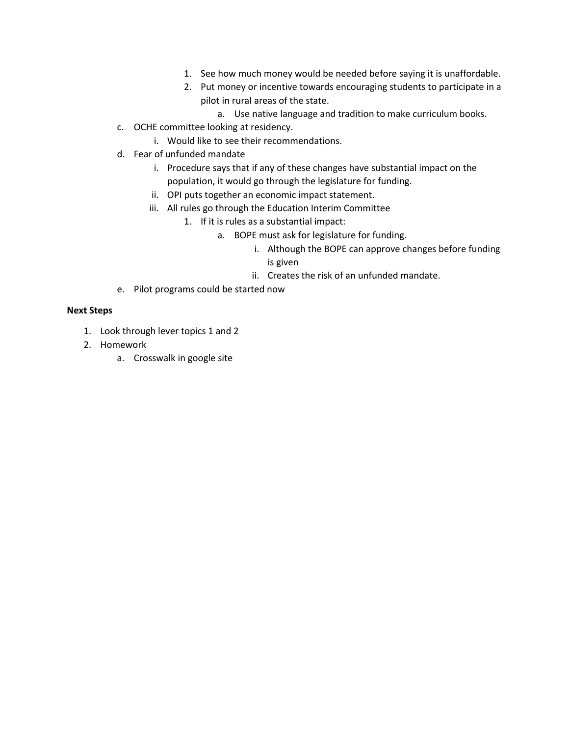1. See how much money would be needed before saying it is unaffordable.
2. Put money or incentive towards encouraging students to participate in a pilot in rural areas of the state.
    a. Use native language and tradition to make curriculum books.

c. OCHE committee looking at residency.
    i. Would like to see their recommendations.

d. Fear of unfunded mandate
    i. Procedure says that if any of these changes have substantial impact on the population, it would go through the legislature for funding.
    ii. OPI puts together an economic impact statement.
    iii. All rules go through the Education Interim Committee
        1. If it is rules as a substantial impact:
            a. BOPE must ask for legislature for funding.
                i. Although the BOPE can approve changes before funding is given
                ii. Creates the risk of an unfunded mandate.

e. Pilot programs could be started now

**Next Steps**

1. Look through lever topics 1 and 2
2. Homework
    a. Crosswalk in google site